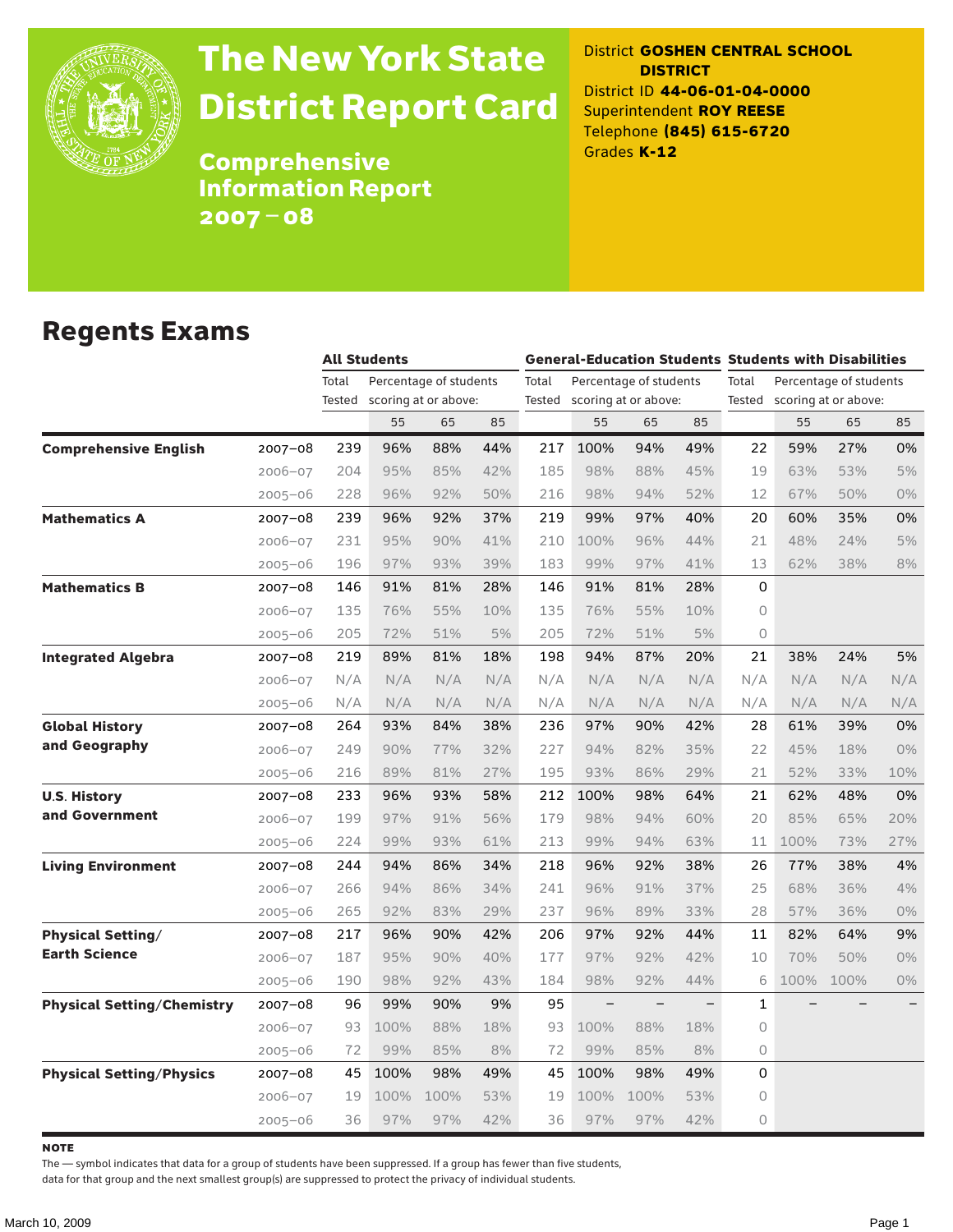# The New York State District Report Card

## Comprehensive Information Report 2007 – 08

District **GOSHEN CENTRAL SCHOOL DISTRICT**
District ID **44-06-01-04-0000**
Superintendent **ROY REESE**
Telephone **(845) 615-6720**
Grades **K-12**

## Regents Exams

| | | All Students | | | | General-Education Students | | | | Students with Disabilities | | | |
|---|---|---|---|---|---|---|---|---|---|---|---|---|---|
| | | Total Tested | Percentage of students scoring at or above: | | | Total Tested | Percentage of students scoring at or above: | | | Total Tested | Percentage of students scoring at or above: | | |
| | | | 55 | 65 | 85 | | 55 | 65 | 85 | | 55 | 65 | 85 |
| **Comprehensive English** | 2007–08 | 239 | 96% | 88% | 44% | 217 | 100% | 94% | 49% | 22 | 59% | 27% | 0% |
| | 2006–07 | 204 | 95% | 85% | 42% | 185 | 98% | 88% | 45% | 19 | 63% | 53% | 5% |
| | 2005–06 | 228 | 96% | 92% | 50% | 216 | 98% | 94% | 52% | 12 | 67% | 50% | 0% |
| **Mathematics A** | 2007–08 | 239 | 96% | 92% | 37% | 219 | 99% | 97% | 40% | 20 | 60% | 35% | 0% |
| | 2006–07 | 231 | 95% | 90% | 41% | 210 | 100% | 96% | 44% | 21 | 48% | 24% | 5% |
| | 2005–06 | 196 | 97% | 93% | 39% | 183 | 99% | 97% | 41% | 13 | 62% | 38% | 8% |
| **Mathematics B** | 2007–08 | 146 | 91% | 81% | 28% | 146 | 91% | 81% | 28% | 0 | | | |
| | 2006–07 | 135 | 76% | 55% | 10% | 135 | 76% | 55% | 10% | 0 | | | |
| | 2005–06 | 205 | 72% | 51% | 5% | 205 | 72% | 51% | 5% | 0 | | | |
| **Integrated Algebra** | 2007–08 | 219 | 89% | 81% | 18% | 198 | 94% | 87% | 20% | 21 | 38% | 24% | 5% |
| | 2006–07 | N/A | N/A | N/A | N/A | N/A | N/A | N/A | N/A | N/A | N/A | N/A | N/A |
| | 2005–06 | N/A | N/A | N/A | N/A | N/A | N/A | N/A | N/A | N/A | N/A | N/A | N/A |
| **Global History and Geography** | 2007–08 | 264 | 93% | 84% | 38% | 236 | 97% | 90% | 42% | 28 | 61% | 39% | 0% |
| | 2006–07 | 249 | 90% | 77% | 32% | 227 | 94% | 82% | 35% | 22 | 45% | 18% | 0% |
| | 2005–06 | 216 | 89% | 81% | 27% | 195 | 93% | 86% | 29% | 21 | 52% | 33% | 10% |
| **U.S. History and Government** | 2007–08 | 233 | 96% | 93% | 58% | 212 | 100% | 98% | 64% | 21 | 62% | 48% | 0% |
| | 2006–07 | 199 | 97% | 91% | 56% | 179 | 98% | 94% | 60% | 20 | 85% | 65% | 20% |
| | 2005–06 | 224 | 99% | 93% | 61% | 213 | 99% | 94% | 63% | 11 | 100% | 73% | 27% |
| **Living Environment** | 2007–08 | 244 | 94% | 86% | 34% | 218 | 96% | 92% | 38% | 26 | 77% | 38% | 4% |
| | 2006–07 | 266 | 94% | 86% | 34% | 241 | 96% | 91% | 37% | 25 | 68% | 36% | 4% |
| | 2005–06 | 265 | 92% | 83% | 29% | 237 | 96% | 89% | 33% | 28 | 57% | 36% | 0% |
| **Physical Setting/ Earth Science** | 2007–08 | 217 | 96% | 90% | 42% | 206 | 97% | 92% | 44% | 11 | 82% | 64% | 9% |
| | 2006–07 | 187 | 95% | 90% | 40% | 177 | 97% | 92% | 42% | 10 | 70% | 50% | 0% |
| | 2005–06 | 190 | 98% | 92% | 43% | 184 | 98% | 92% | 44% | 6 | 100% | 100% | 0% |
| **Physical Setting/Chemistry** | 2007–08 | 96 | 99% | 90% | 9% | 95 | – | – | – | 1 | – | – | – |
| | 2006–07 | 93 | 100% | 88% | 18% | 93 | 100% | 88% | 18% | 0 | | | |
| | 2005–06 | 72 | 99% | 85% | 8% | 72 | 99% | 85% | 8% | 0 | | | |
| **Physical Setting/Physics** | 2007–08 | 45 | 100% | 98% | 49% | 45 | 100% | 98% | 49% | 0 | | | |
| | 2006–07 | 19 | 100% | 100% | 53% | 19 | 100% | 100% | 53% | 0 | | | |
| | 2005–06 | 36 | 97% | 97% | 42% | 36 | 97% | 97% | 42% | 0 | | | |

**NOTE**

The — symbol indicates that data for a group of students have been suppressed. If a group has fewer than five students, data for that group and the next smallest group(s) are suppressed to protect the privacy of individual students.

March 10, 2009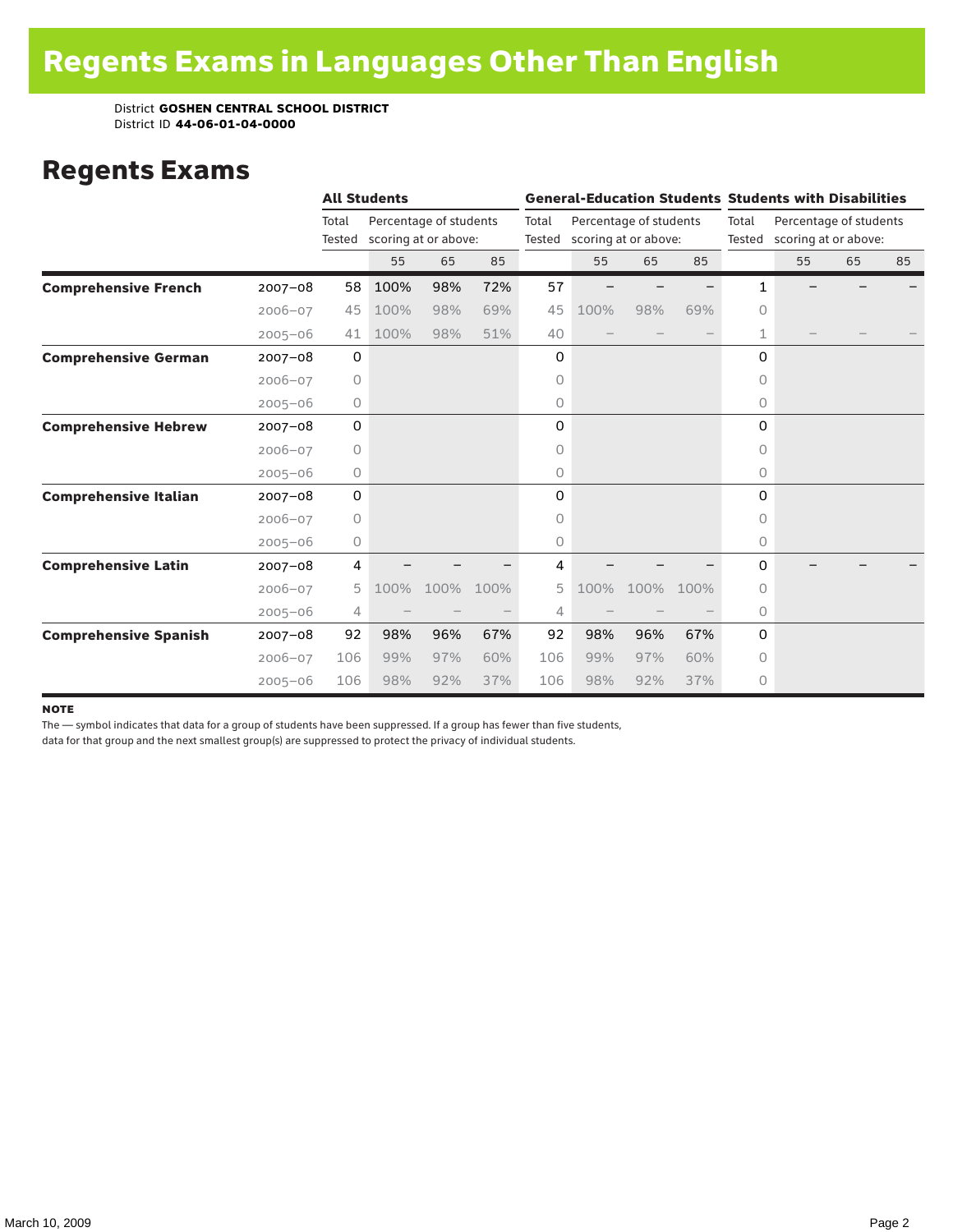# Regents Exams in Languages Other Than English

District **GOSHEN CENTRAL SCHOOL DISTRICT**
District ID **44-06-01-04-0000**

## Regents Exams

| | | All Students | | | | General-Education Students | | | | Students with Disabilities | | | |
|---|---|---|---|---|---|---|---|---|---|---|---|---|---|
| | | Total Tested | Percentage of students scoring at or above: | | | Total Tested | Percentage of students scoring at or above: | | | Total Tested | Percentage of students scoring at or above: | | |
| | | | 55 | 65 | 85 | | 55 | 65 | 85 | | 55 | 65 | 85 |
| **Comprehensive French** | 2007–08 | 58 | 100% | 98% | 72% | 57 | – | – | – | 1 | – | – | – |
| | 2006–07 | 45 | 100% | 98% | 69% | 45 | 100% | 98% | 69% | 0 | | | |
| | 2005–06 | 41 | 100% | 98% | 51% | 40 | – | – | – | 1 | – | – | – |
| **Comprehensive German** | 2007–08 | 0 | | | | 0 | | | | 0 | | | |
| | 2006–07 | 0 | | | | 0 | | | | 0 | | | |
| | 2005–06 | 0 | | | | 0 | | | | 0 | | | |
| **Comprehensive Hebrew** | 2007–08 | 0 | | | | 0 | | | | 0 | | | |
| | 2006–07 | 0 | | | | 0 | | | | 0 | | | |
| | 2005–06 | 0 | | | | 0 | | | | 0 | | | |
| **Comprehensive Italian** | 2007–08 | 0 | | | | 0 | | | | 0 | | | |
| | 2006–07 | 0 | | | | 0 | | | | 0 | | | |
| | 2005–06 | 0 | | | | 0 | | | | 0 | | | |
| **Comprehensive Latin** | 2007–08 | 4 | – | – | – | 4 | – | – | – | 0 | – | – | – |
| | 2006–07 | 5 | 100% | 100% | 100% | 5 | 100% | 100% | 100% | 0 | | | |
| | 2005–06 | 4 | – | – | – | 4 | – | – | – | 0 | | | |
| **Comprehensive Spanish** | 2007–08 | 92 | 98% | 96% | 67% | 92 | 98% | 96% | 67% | 0 | | | |
| | 2006–07 | 106 | 99% | 97% | 60% | 106 | 99% | 97% | 60% | 0 | | | |
| | 2005–06 | 106 | 98% | 92% | 37% | 106 | 98% | 92% | 37% | 0 | | | |

**NOTE**

The — symbol indicates that data for a group of students have been suppressed. If a group has fewer than five students, data for that group and the next smallest group(s) are suppressed to protect the privacy of individual students.

March 10, 2009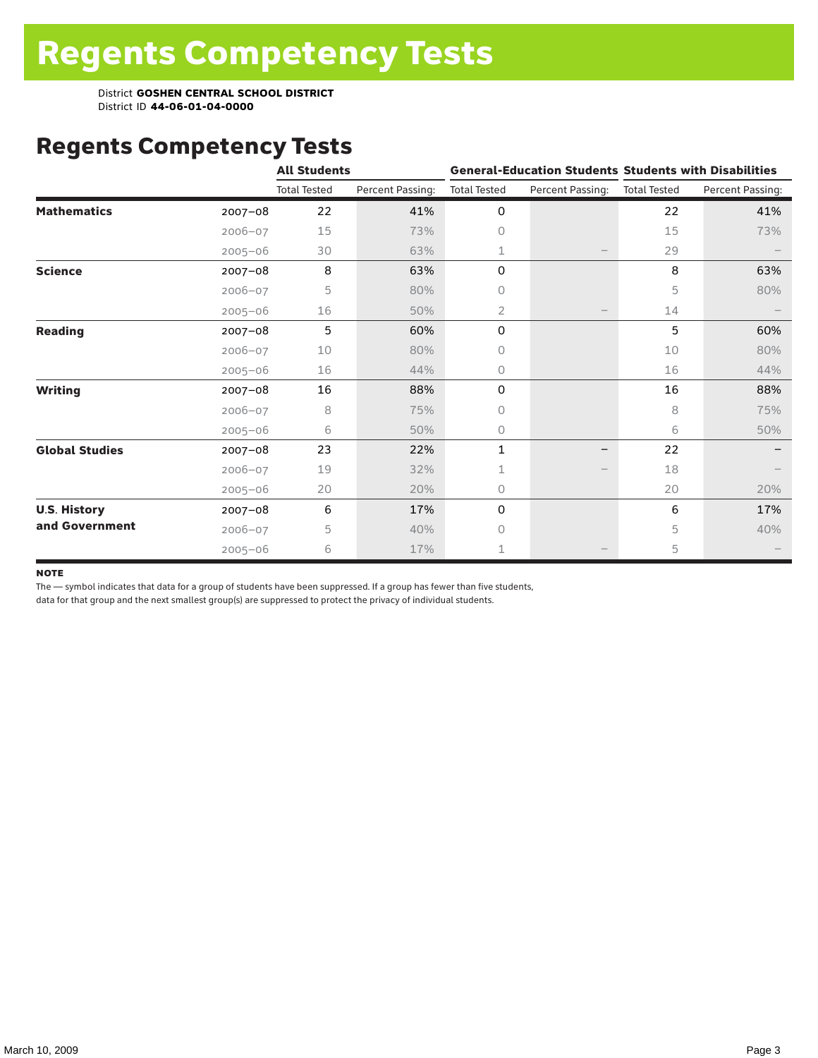# Regents Competency Tests

District **GOSHEN CENTRAL SCHOOL DISTRICT**
District ID **44-06-01-04-0000**

## Regents Competency Tests

| | | All Students | | General-Education Students | | Students with Disabilities | |
|---|---|---|---|---|---|---|---|
| | | Total Tested | Percent Passing: | Total Tested | Percent Passing: | Total Tested | Percent Passing: |
| **Mathematics** | 2007–08 | 22 | 41% | 0 | | 22 | 41% |
| | 2006–07 | 15 | 73% | 0 | | 15 | 73% |
| | 2005–06 | 30 | 63% | 1 | – | 29 | – |
| **Science** | 2007–08 | 8 | 63% | 0 | | 8 | 63% |
| | 2006–07 | 5 | 80% | 0 | | 5 | 80% |
| | 2005–06 | 16 | 50% | 2 | – | 14 | – |
| **Reading** | 2007–08 | 5 | 60% | 0 | | 5 | 60% |
| | 2006–07 | 10 | 80% | 0 | | 10 | 80% |
| | 2005–06 | 16 | 44% | 0 | | 16 | 44% |
| **Writing** | 2007–08 | 16 | 88% | 0 | | 16 | 88% |
| | 2006–07 | 8 | 75% | 0 | | 8 | 75% |
| | 2005–06 | 6 | 50% | 0 | | 6 | 50% |
| **Global Studies** | 2007–08 | 23 | 22% | 1 | – | 22 | – |
| | 2006–07 | 19 | 32% | 1 | – | 18 | – |
| | 2005–06 | 20 | 20% | 0 | | 20 | 20% |
| **U.S. History and Government** | 2007–08 | 6 | 17% | 0 | | 6 | 17% |
| | 2006–07 | 5 | 40% | 0 | | 5 | 40% |
| | 2005–06 | 6 | 17% | 1 | – | 5 | – |

**NOTE**

The — symbol indicates that data for a group of students have been suppressed. If a group has fewer than five students, data for that group and the next smallest group(s) are suppressed to protect the privacy of individual students.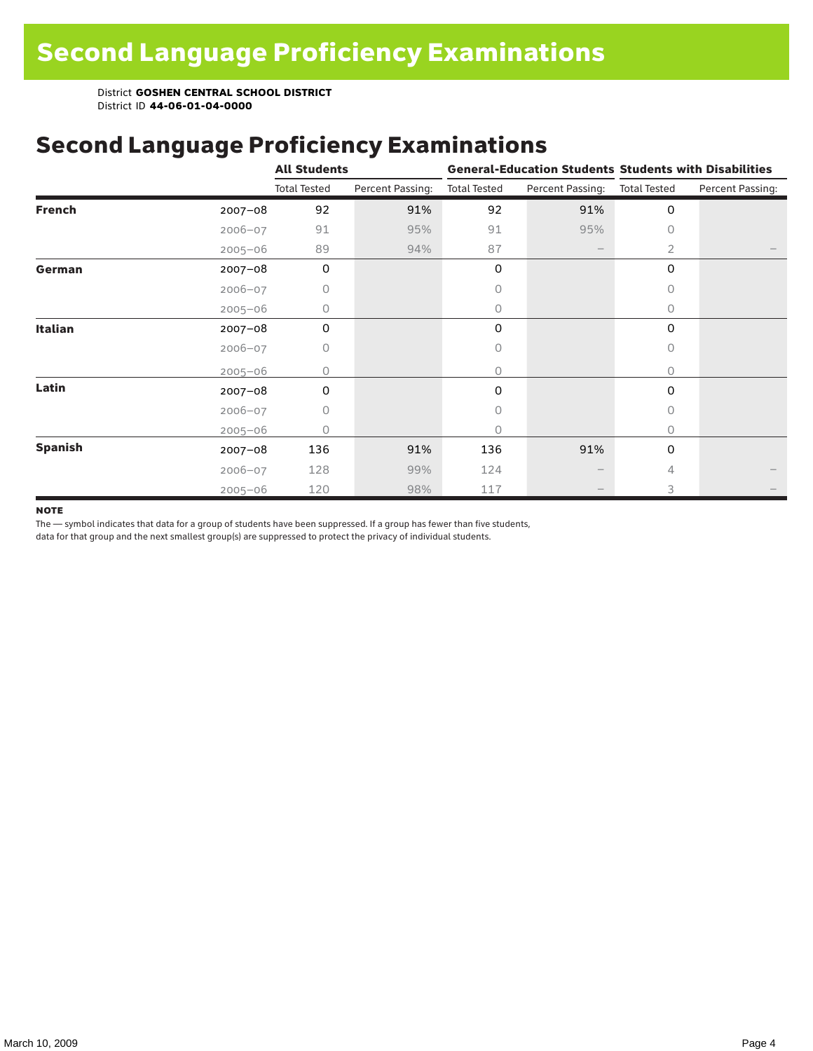# Second Language Proficiency Examinations

District **GOSHEN CENTRAL SCHOOL DISTRICT**
District ID **44-06-01-04-0000**

## Second Language Proficiency Examinations

| | | All Students | | General-Education Students | | Students with Disabilities | |
|---|---|---|---|---|---|---|---|
| | | Total Tested | Percent Passing: | Total Tested | Percent Passing: | Total Tested | Percent Passing: |
| **French** | 2007–08 | 92 | 91% | 92 | 91% | 0 | |
| | 2006–07 | 91 | 95% | 91 | 95% | 0 | |
| | 2005–06 | 89 | 94% | 87 | – | 2 | – |
| **German** | 2007–08 | 0 | | 0 | | 0 | |
| | 2006–07 | 0 | | 0 | | 0 | |
| | 2005–06 | 0 | | 0 | | 0 | |
| **Italian** | 2007–08 | 0 | | 0 | | 0 | |
| | 2006–07 | 0 | | 0 | | 0 | |
| | 2005–06 | 0 | | 0 | | 0 | |
| **Latin** | 2007–08 | 0 | | 0 | | 0 | |
| | 2006–07 | 0 | | 0 | | 0 | |
| | 2005–06 | 0 | | 0 | | 0 | |
| **Spanish** | 2007–08 | 136 | 91% | 136 | 91% | 0 | |
| | 2006–07 | 128 | 99% | 124 | – | 4 | – |
| | 2005–06 | 120 | 98% | 117 | – | 3 | – |

**NOTE**

The — symbol indicates that data for a group of students have been suppressed. If a group has fewer than five students, data for that group and the next smallest group(s) are suppressed to protect the privacy of individual students.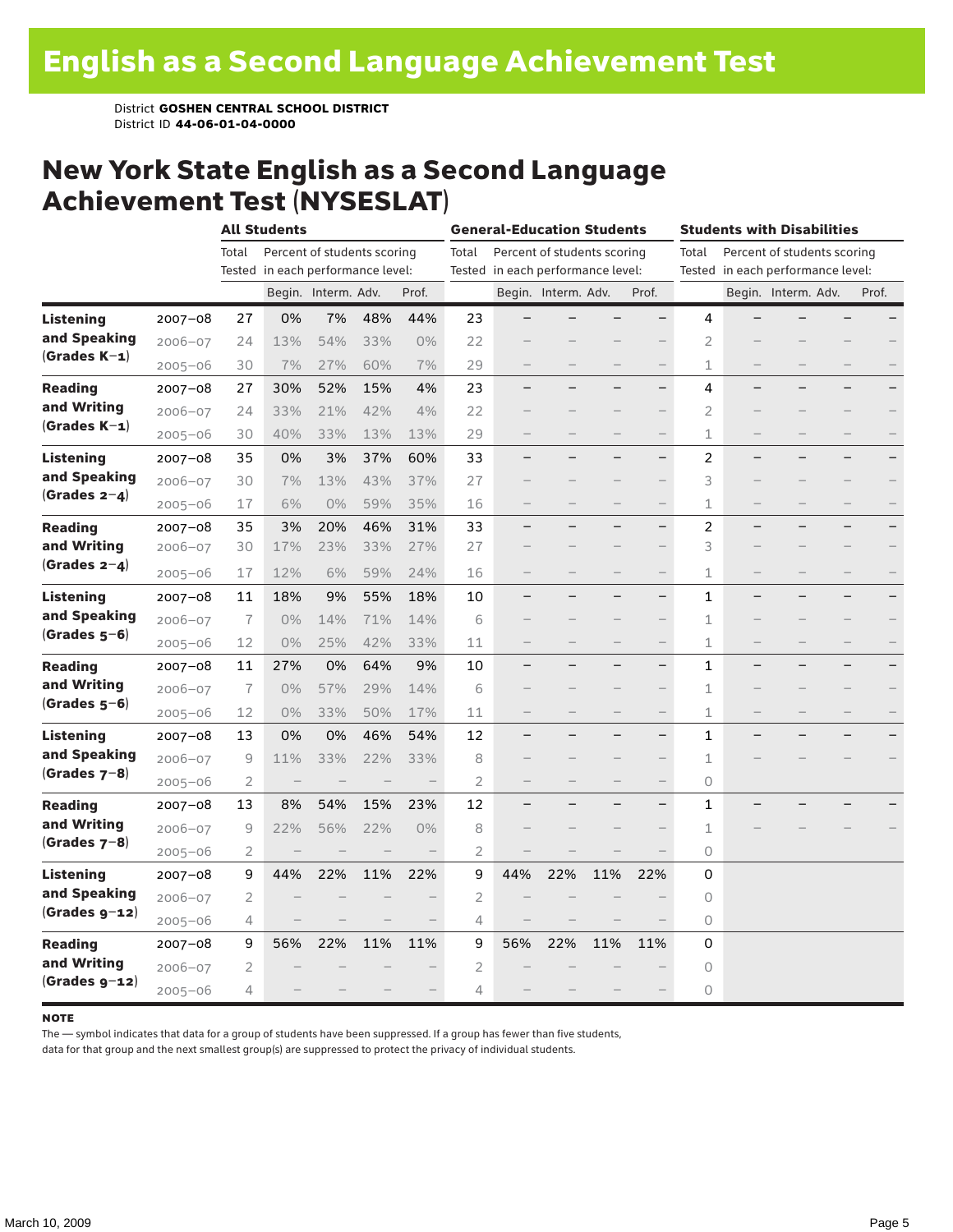# English as a Second Language Achievement Test

District **GOSHEN CENTRAL SCHOOL DISTRICT**
District ID **44-06-01-04-0000**

## New York State English as a Second Language Achievement Test (NYSESLAT)

| | | **All Students** | | | | | **General-Education Students** | | | | | **Students with Disabilities** | | | | |
|---|---|---|---|---|---|---|---|---|---|---|---|---|---|---|---|---|
| | | Total Tested | Percent of students scoring in each performance level: | | | | Total Tested | Percent of students scoring in each performance level: | | | | Total Tested | Percent of students scoring in each performance level: | | | |
| | | | Begin. | Interm. | Adv. | Prof. | | Begin. | Interm. | Adv. | Prof. | | Begin. | Interm. | Adv. | Prof. |
| **Listening and Speaking (Grades K–1)** | 2007–08 | 27 | 0% | 7% | 48% | 44% | 23 | – | – | – | – | 4 | – | – | – | – |
| | 2006–07 | 24 | 13% | 54% | 33% | 0% | 22 | – | – | – | – | 2 | – | – | – | – |
| | 2005–06 | 30 | 7% | 27% | 60% | 7% | 29 | – | – | – | – | 1 | – | – | – | – |
| **Reading and Writing (Grades K–1)** | 2007–08 | 27 | 30% | 52% | 15% | 4% | 23 | – | – | – | – | 4 | – | – | – | – |
| | 2006–07 | 24 | 33% | 21% | 42% | 4% | 22 | – | – | – | – | 2 | – | – | – | – |
| | 2005–06 | 30 | 40% | 33% | 13% | 13% | 29 | – | – | – | – | 1 | – | – | – | – |
| **Listening and Speaking (Grades 2–4)** | 2007–08 | 35 | 0% | 3% | 37% | 60% | 33 | – | – | – | – | 2 | – | – | – | – |
| | 2006–07 | 30 | 7% | 13% | 43% | 37% | 27 | – | – | – | – | 3 | – | – | – | – |
| | 2005–06 | 17 | 6% | 0% | 59% | 35% | 16 | – | – | – | – | 1 | – | – | – | – |
| **Reading and Writing (Grades 2–4)** | 2007–08 | 35 | 3% | 20% | 46% | 31% | 33 | – | – | – | – | 2 | – | – | – | – |
| | 2006–07 | 30 | 17% | 23% | 33% | 27% | 27 | – | – | – | – | 3 | – | – | – | – |
| | 2005–06 | 17 | 12% | 6% | 59% | 24% | 16 | – | – | – | – | 1 | – | – | – | – |
| **Listening and Speaking (Grades 5–6)** | 2007–08 | 11 | 18% | 9% | 55% | 18% | 10 | – | – | – | – | 1 | – | – | – | – |
| | 2006–07 | 7 | 0% | 14% | 71% | 14% | 6 | – | – | – | – | 1 | – | – | – | – |
| | 2005–06 | 12 | 0% | 25% | 42% | 33% | 11 | – | – | – | – | 1 | – | – | – | – |
| **Reading and Writing (Grades 5–6)** | 2007–08 | 11 | 27% | 0% | 64% | 9% | 10 | – | – | – | – | 1 | – | – | – | – |
| | 2006–07 | 7 | 0% | 57% | 29% | 14% | 6 | – | – | – | – | 1 | – | – | – | – |
| | 2005–06 | 12 | 0% | 33% | 50% | 17% | 11 | – | – | – | – | 1 | – | – | – | – |
| **Listening and Speaking (Grades 7–8)** | 2007–08 | 13 | 0% | 0% | 46% | 54% | 12 | – | – | – | – | 1 | – | – | – | – |
| | 2006–07 | 9 | 11% | 33% | 22% | 33% | 8 | – | – | – | – | 1 | – | – | – | – |
| | 2005–06 | 2 | – | – | – | – | 2 | – | – | – | – | 0 | | | | |
| **Reading and Writing (Grades 7–8)** | 2007–08 | 13 | 8% | 54% | 15% | 23% | 12 | – | – | – | – | 1 | – | – | – | – |
| | 2006–07 | 9 | 22% | 56% | 22% | 0% | 8 | – | – | – | – | 1 | – | – | – | – |
| | 2005–06 | 2 | – | – | – | – | 2 | – | – | – | – | 0 | | | | |
| **Listening and Speaking (Grades 9–12)** | 2007–08 | 9 | 44% | 22% | 11% | 22% | 9 | 44% | 22% | 11% | 22% | 0 | | | | |
| | 2006–07 | 2 | – | – | – | – | 2 | – | – | – | – | 0 | | | | |
| | 2005–06 | 4 | – | – | – | – | 4 | – | – | – | – | 0 | | | | |
| **Reading and Writing (Grades 9–12)** | 2007–08 | 9 | 56% | 22% | 11% | 11% | 9 | 56% | 22% | 11% | 11% | 0 | | | | |
| | 2006–07 | 2 | – | – | – | – | 2 | – | – | – | – | 0 | | | | |
| | 2005–06 | 4 | – | – | – | – | 4 | – | – | – | – | 0 | | | | |

**NOTE**

The — symbol indicates that data for a group of students have been suppressed. If a group has fewer than five students, data for that group and the next smallest group(s) are suppressed to protect the privacy of individual students.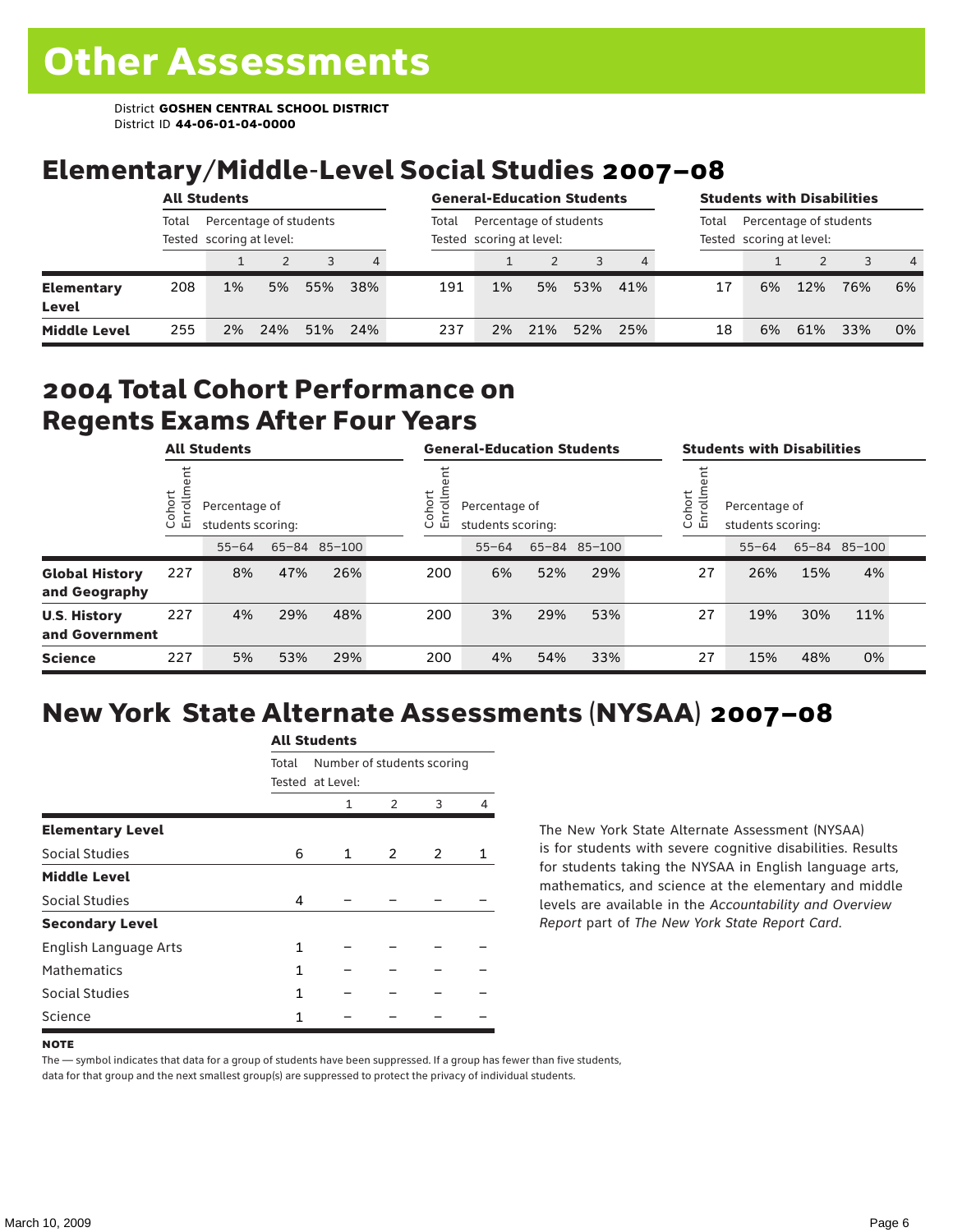# Other Assessments

District **GOSHEN CENTRAL SCHOOL DISTRICT**
District ID **44-06-01-04-0000**

## Elementary/Middle-Level Social Studies 2007–08

| | All Students | | | | | General-Education Students | | | | | Students with Disabilities | | | | |
|---|---|---|---|---|---|---|---|---|---|---|---|---|---|---|---|
| | Total Tested | Percentage of students scoring at level: | | | | Total Tested | Percentage of students scoring at level: | | | | Total Tested | Percentage of students scoring at level: | | | |
| | | 1 | 2 | 3 | 4 | | 1 | 2 | 3 | 4 | | 1 | 2 | 3 | 4 |
| **Elementary Level** | 208 | 1% | 5% | 55% | 38% | 191 | 1% | 5% | 53% | 41% | 17 | 6% | 12% | 76% | 6% |
| **Middle Level** | 255 | 2% | 24% | 51% | 24% | 237 | 2% | 21% | 52% | 25% | 18 | 6% | 61% | 33% | 0% |

## 2004 Total Cohort Performance on Regents Exams After Four Years

| | All Students | | | | General-Education Students | | | | Students with Disabilities | | | |
|---|---|---|---|---|---|---|---|---|---|---|---|---|
| | Cohort Enrollment | Percentage of students scoring: | | | Cohort Enrollment | Percentage of students scoring: | | | Cohort Enrollment | Percentage of students scoring: | | |
| | | 55–64 | 65–84 | 85–100 | | 55–64 | 65–84 | 85–100 | | 55–64 | 65–84 | 85–100 |
| **Global History and Geography** | 227 | 8% | 47% | 26% | 200 | 6% | 52% | 29% | 27 | 26% | 15% | 4% |
| **U.S. History and Government** | 227 | 4% | 29% | 48% | 200 | 3% | 29% | 53% | 27 | 19% | 30% | 11% |
| **Science** | 227 | 5% | 53% | 29% | 200 | 4% | 54% | 33% | 27 | 15% | 48% | 0% |

## New York State Alternate Assessments (NYSAA) 2007–08

| | All Students | | | | |
|---|---|---|---|---|---|
| | Total Tested | Number of students scoring at Level: | | | |
| | | 1 | 2 | 3 | 4 |
| **Elementary Level** | | | | | |
| Social Studies | 6 | 1 | 2 | 2 | 1 |
| **Middle Level** | | | | | |
| Social Studies | 4 | – | – | – | – |
| **Secondary Level** | | | | | |
| English Language Arts | 1 | – | – | – | – |
| Mathematics | 1 | – | – | – | – |
| Social Studies | 1 | – | – | – | – |
| Science | 1 | – | – | – | – |

The New York State Alternate Assessment (NYSAA) is for students with severe cognitive disabilities. Results for students taking the NYSAA in English language arts, mathematics, and science at the elementary and middle levels are available in the *Accountability and Overview Report* part of *The New York State Report Card*.

**NOTE**

The — symbol indicates that data for a group of students have been suppressed. If a group has fewer than five students, data for that group and the next smallest group(s) are suppressed to protect the privacy of individual students.

March 10, 2009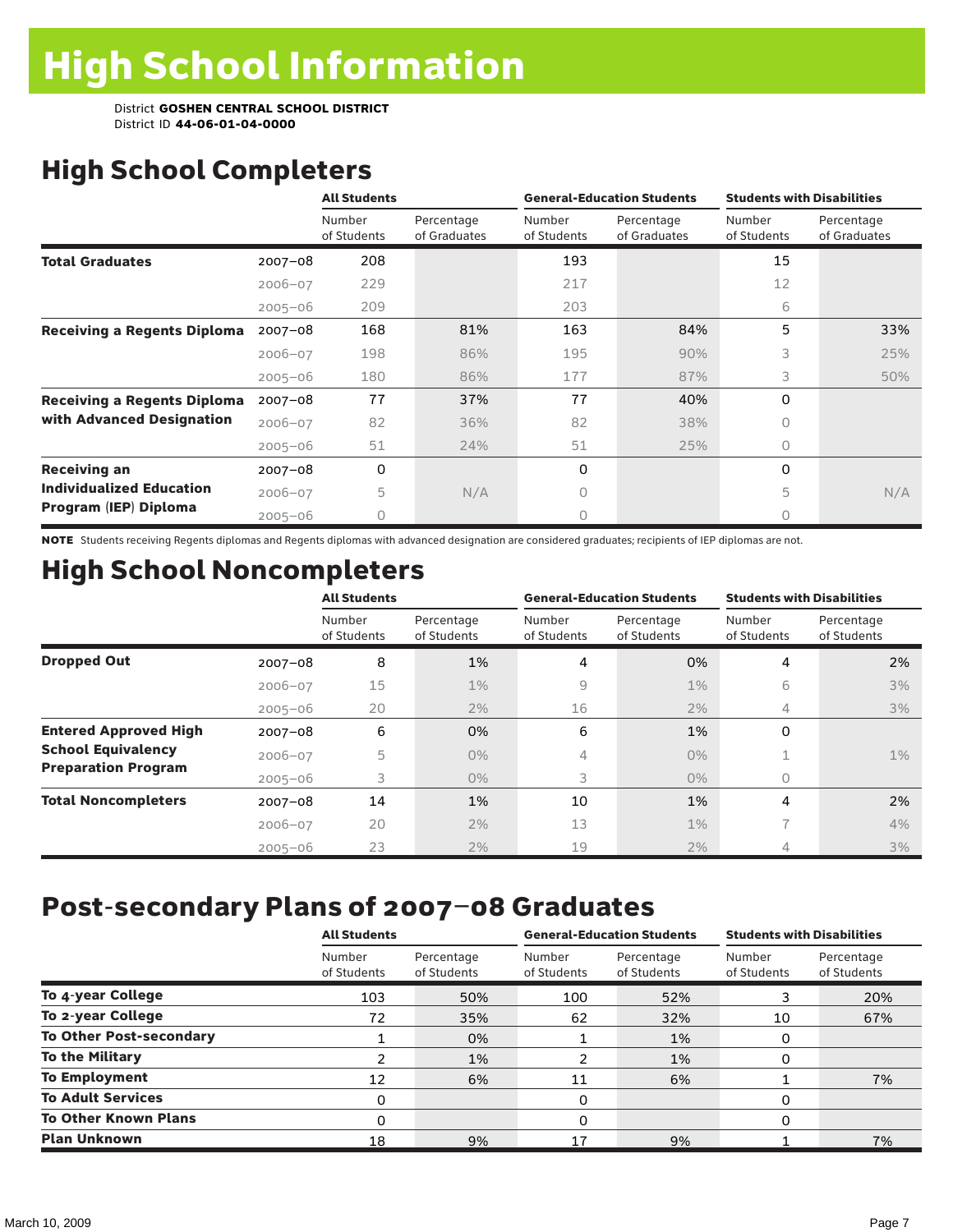# High School Information

District **GOSHEN CENTRAL SCHOOL DISTRICT**
District ID **44-06-01-04-0000**

## High School Completers

| | | All Students | | General-Education Students | | Students with Disabilities | |
|---|---|---|---|---|---|---|---|
| | | Number of Students | Percentage of Graduates | Number of Students | Percentage of Graduates | Number of Students | Percentage of Graduates |
| **Total Graduates** | 2007–08 | 208 | | 193 | | 15 | |
| | 2006–07 | 229 | | 217 | | 12 | |
| | 2005–06 | 209 | | 203 | | 6 | |
| **Receiving a Regents Diploma** | 2007–08 | 168 | 81% | 163 | 84% | 5 | 33% |
| | 2006–07 | 198 | 86% | 195 | 90% | 3 | 25% |
| | 2005–06 | 180 | 86% | 177 | 87% | 3 | 50% |
| **Receiving a Regents Diploma with Advanced Designation** | 2007–08 | 77 | 37% | 77 | 40% | 0 | |
| | 2006–07 | 82 | 36% | 82 | 38% | 0 | |
| | 2005–06 | 51 | 24% | 51 | 25% | 0 | |
| **Receiving an Individualized Education Program (IEP) Diploma** | 2007–08 | 0 | | 0 | | 0 | |
| | 2006–07 | 5 | N/A | 0 | | 5 | N/A |
| | 2005–06 | 0 | | 0 | | 0 | |

**NOTE** Students receiving Regents diplomas and Regents diplomas with advanced designation are considered graduates; recipients of IEP diplomas are not.

## High School Noncompleters

| | | All Students | | General-Education Students | | Students with Disabilities | |
|---|---|---|---|---|---|---|---|
| | | Number of Students | Percentage of Students | Number of Students | Percentage of Students | Number of Students | Percentage of Students |
| **Dropped Out** | 2007–08 | 8 | 1% | 4 | 0% | 4 | 2% |
| | 2006–07 | 15 | 1% | 9 | 1% | 6 | 3% |
| | 2005–06 | 20 | 2% | 16 | 2% | 4 | 3% |
| **Entered Approved High School Equivalency Preparation Program** | 2007–08 | 6 | 0% | 6 | 1% | 0 | |
| | 2006–07 | 5 | 0% | 4 | 0% | 1 | 1% |
| | 2005–06 | 3 | 0% | 3 | 0% | 0 | |
| **Total Noncompleters** | 2007–08 | 14 | 1% | 10 | 1% | 4 | 2% |
| | 2006–07 | 20 | 2% | 13 | 1% | 7 | 4% |
| | 2005–06 | 23 | 2% | 19 | 2% | 4 | 3% |

## Post-secondary Plans of 2007–08 Graduates

| | All Students | | General-Education Students | | Students with Disabilities | |
|---|---|---|---|---|---|---|
| | Number of Students | Percentage of Students | Number of Students | Percentage of Students | Number of Students | Percentage of Students |
| **To 4-year College** | 103 | 50% | 100 | 52% | 3 | 20% |
| **To 2-year College** | 72 | 35% | 62 | 32% | 10 | 67% |
| **To Other Post-secondary** | 1 | 0% | 1 | 1% | 0 | |
| **To the Military** | 2 | 1% | 2 | 1% | 0 | |
| **To Employment** | 12 | 6% | 11 | 6% | 1 | 7% |
| **To Adult Services** | 0 | | 0 | | 0 | |
| **To Other Known Plans** | 0 | | 0 | | 0 | |
| **Plan Unknown** | 18 | 9% | 17 | 9% | 1 | 7% |

March 10, 2009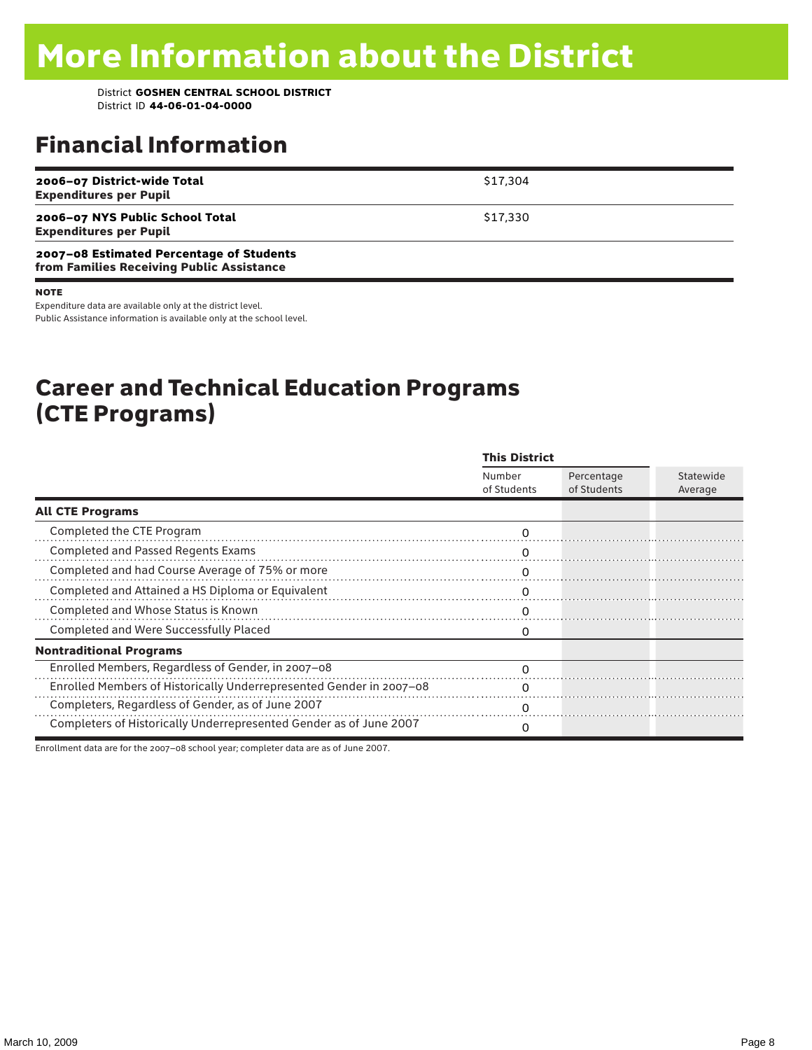# More Information about the District

District **GOSHEN CENTRAL SCHOOL DISTRICT**
District ID **44-06-01-04-0000**

## Financial Information

| | |
|---|---|
| **2006–07 District-wide Total Expenditures per Pupil** | $17,304 |
| **2006–07 NYS Public School Total Expenditures per Pupil** | $17,330 |
| **2007–08 Estimated Percentage of Students from Families Receiving Public Assistance** | |

**NOTE**

Expenditure data are available only at the district level.
Public Assistance information is available only at the school level.

## Career and Technical Education Programs (CTE Programs)

| | This District | | |
|---|---|---|---|
| | Number of Students | Percentage of Students | Statewide Average |
| **All CTE Programs** | | | |
| Completed the CTE Program | 0 | | |
| Completed and Passed Regents Exams | 0 | | |
| Completed and had Course Average of 75% or more | 0 | | |
| Completed and Attained a HS Diploma or Equivalent | 0 | | |
| Completed and Whose Status is Known | 0 | | |
| Completed and Were Successfully Placed | 0 | | |
| **Nontraditional Programs** | | | |
| Enrolled Members, Regardless of Gender, in 2007–08 | 0 | | |
| Enrolled Members of Historically Underrepresented Gender in 2007–08 | 0 | | |
| Completers, Regardless of Gender, as of June 2007 | 0 | | |
| Completers of Historically Underrepresented Gender as of June 2007 | 0 | | |

Enrollment data are for the 2007–08 school year; completer data are as of June 2007.